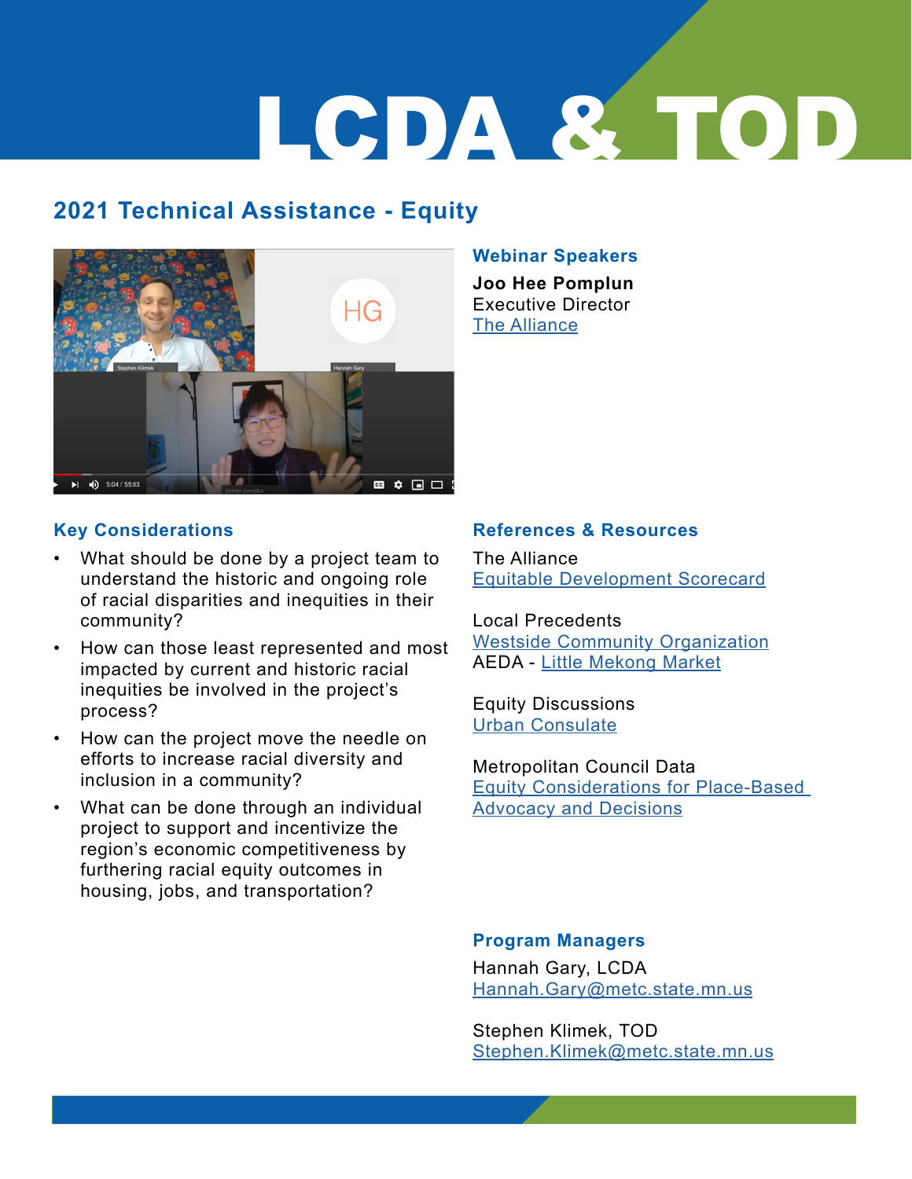# LCDA & TOD

## 2021 Technical Assistance - Equity

### Webinar Speakers

**Joo Hee Pomplun**
Executive Director
The Alliance

### Key Considerations

- What should be done by a project team to understand the historic and ongoing role of racial disparities and inequities in their community?
- How can those least represented and most impacted by current and historic racial inequities be involved in the project's process?
- How can the project move the needle on efforts to increase racial diversity and inclusion in a community?
- What can be done through an individual project to support and incentivize the region's economic competitiveness by furthering racial equity outcomes in housing, jobs, and transportation?

### References & Resources

The Alliance
Equitable Development Scorecard

Local Precedents
Westside Community Organization
AEDA - Little Mekong Market

Equity Discussions
Urban Consulate

Metropolitan Council Data
Equity Considerations for Place-Based Advocacy and Decisions

### Program Managers

Hannah Gary, LCDA
Hannah.Gary@metc.state.mn.us

Stephen Klimek, TOD
Stephen.Klimek@metc.state.mn.us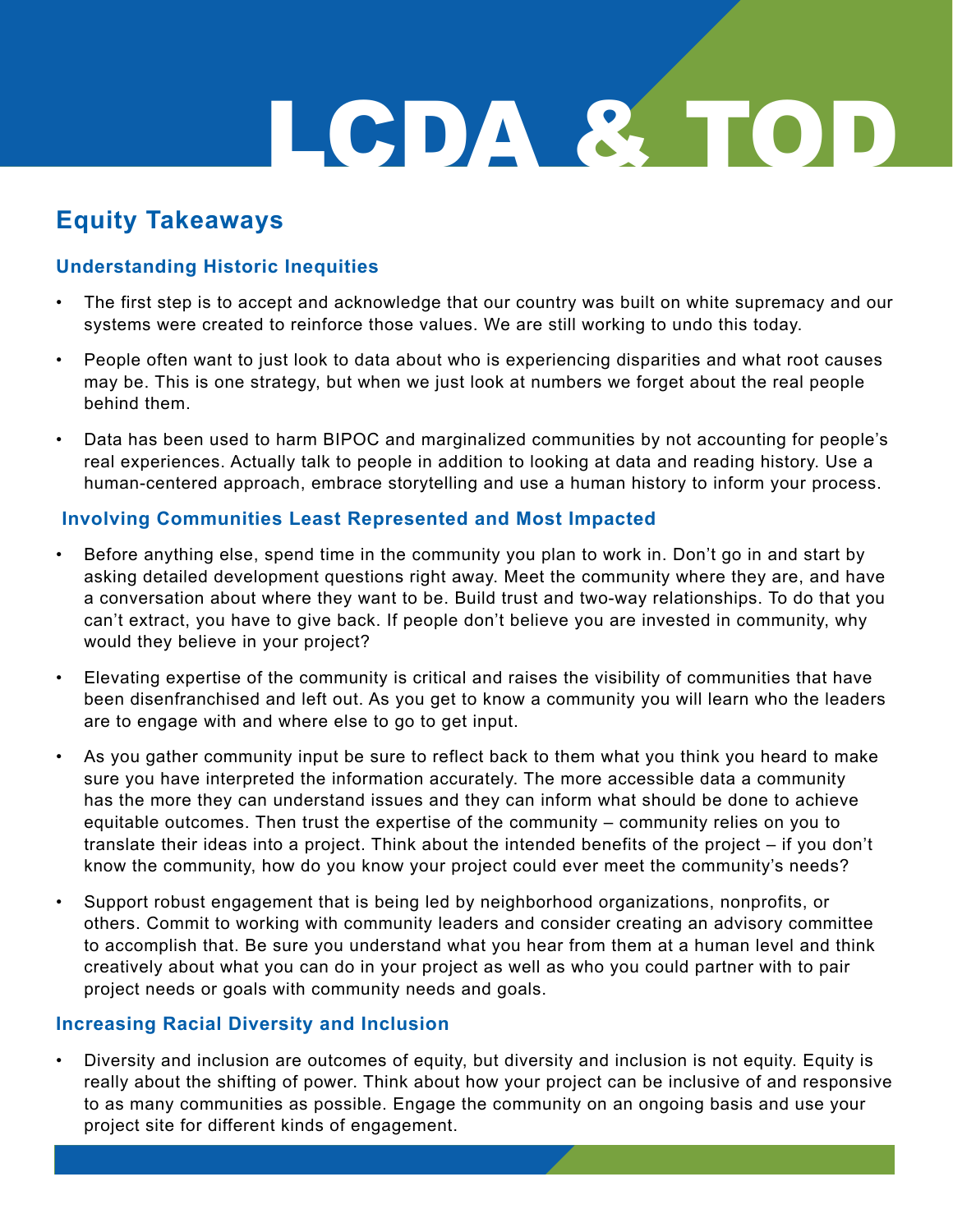# LCDA & TOD

## Equity Takeaways

### Understanding Historic Inequities

- The first step is to accept and acknowledge that our country was built on white supremacy and our systems were created to reinforce those values. We are still working to undo this today.
- People often want to just look to data about who is experiencing disparities and what root causes may be. This is one strategy, but when we just look at numbers we forget about the real people behind them.
- Data has been used to harm BIPOC and marginalized communities by not accounting for people's real experiences. Actually talk to people in addition to looking at data and reading history. Use a human-centered approach, embrace storytelling and use a human history to inform your process.

### Involving Communities Least Represented and Most Impacted

- Before anything else, spend time in the community you plan to work in. Don't go in and start by asking detailed development questions right away. Meet the community where they are, and have a conversation about where they want to be. Build trust and two-way relationships. To do that you can't extract, you have to give back. If people don't believe you are invested in community, why would they believe in your project?
- Elevating expertise of the community is critical and raises the visibility of communities that have been disenfranchised and left out. As you get to know a community you will learn who the leaders are to engage with and where else to go to get input.
- As you gather community input be sure to reflect back to them what you think you heard to make sure you have interpreted the information accurately. The more accessible data a community has the more they can understand issues and they can inform what should be done to achieve equitable outcomes. Then trust the expertise of the community – community relies on you to translate their ideas into a project. Think about the intended benefits of the project – if you don't know the community, how do you know your project could ever meet the community's needs?
- Support robust engagement that is being led by neighborhood organizations, nonprofits, or others. Commit to working with community leaders and consider creating an advisory committee to accomplish that. Be sure you understand what you hear from them at a human level and think creatively about what you can do in your project as well as who you could partner with to pair project needs or goals with community needs and goals.

### Increasing Racial Diversity and Inclusion

- Diversity and inclusion are outcomes of equity, but diversity and inclusion is not equity. Equity is really about the shifting of power. Think about how your project can be inclusive of and responsive to as many communities as possible. Engage the community on an ongoing basis and use your project site for different kinds of engagement.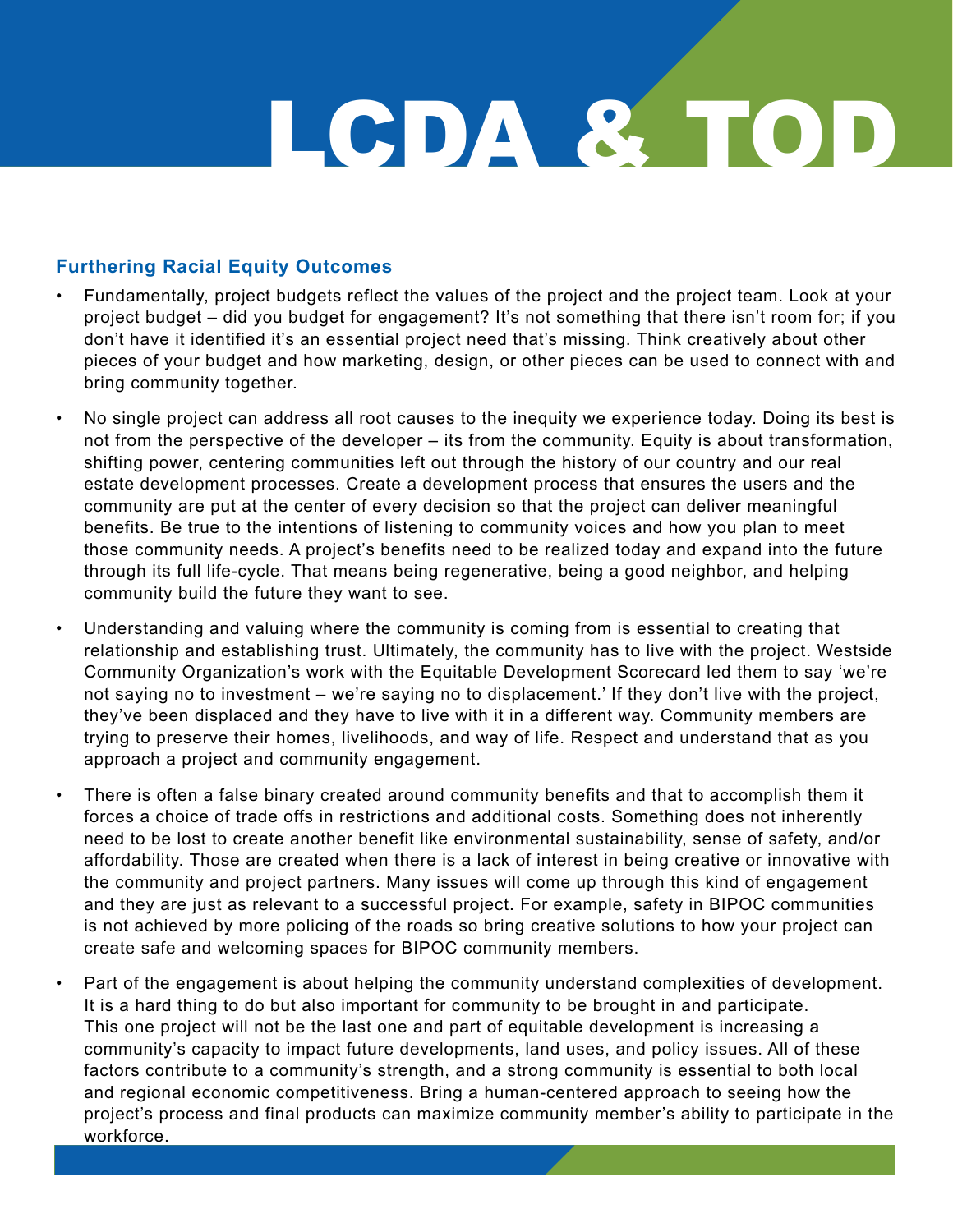# LCDA & TOD

### Furthering Racial Equity Outcomes

- Fundamentally, project budgets reflect the values of the project and the project team. Look at your project budget – did you budget for engagement? It's not something that there isn't room for; if you don't have it identified it's an essential project need that's missing. Think creatively about other pieces of your budget and how marketing, design, or other pieces can be used to connect with and bring community together.

- No single project can address all root causes to the inequity we experience today. Doing its best is not from the perspective of the developer – its from the community. Equity is about transformation, shifting power, centering communities left out through the history of our country and our real estate development processes. Create a development process that ensures the users and the community are put at the center of every decision so that the project can deliver meaningful benefits. Be true to the intentions of listening to community voices and how you plan to meet those community needs. A project's benefits need to be realized today and expand into the future through its full life-cycle. That means being regenerative, being a good neighbor, and helping community build the future they want to see.

- Understanding and valuing where the community is coming from is essential to creating that relationship and establishing trust. Ultimately, the community has to live with the project. Westside Community Organization's work with the Equitable Development Scorecard led them to say 'we're not saying no to investment – we're saying no to displacement.' If they don't live with the project, they've been displaced and they have to live with it in a different way. Community members are trying to preserve their homes, livelihoods, and way of life. Respect and understand that as you approach a project and community engagement.

- There is often a false binary created around community benefits and that to accomplish them it forces a choice of trade offs in restrictions and additional costs. Something does not inherently need to be lost to create another benefit like environmental sustainability, sense of safety, and/or affordability. Those are created when there is a lack of interest in being creative or innovative with the community and project partners. Many issues will come up through this kind of engagement and they are just as relevant to a successful project. For example, safety in BIPOC communities is not achieved by more policing of the roads so bring creative solutions to how your project can create safe and welcoming spaces for BIPOC community members.

- Part of the engagement is about helping the community understand complexities of development. It is a hard thing to do but also important for community to be brought in and participate. This one project will not be the last one and part of equitable development is increasing a community's capacity to impact future developments, land uses, and policy issues. All of these factors contribute to a community's strength, and a strong community is essential to both local and regional economic competitiveness. Bring a human-centered approach to seeing how the project's process and final products can maximize community member's ability to participate in the workforce.